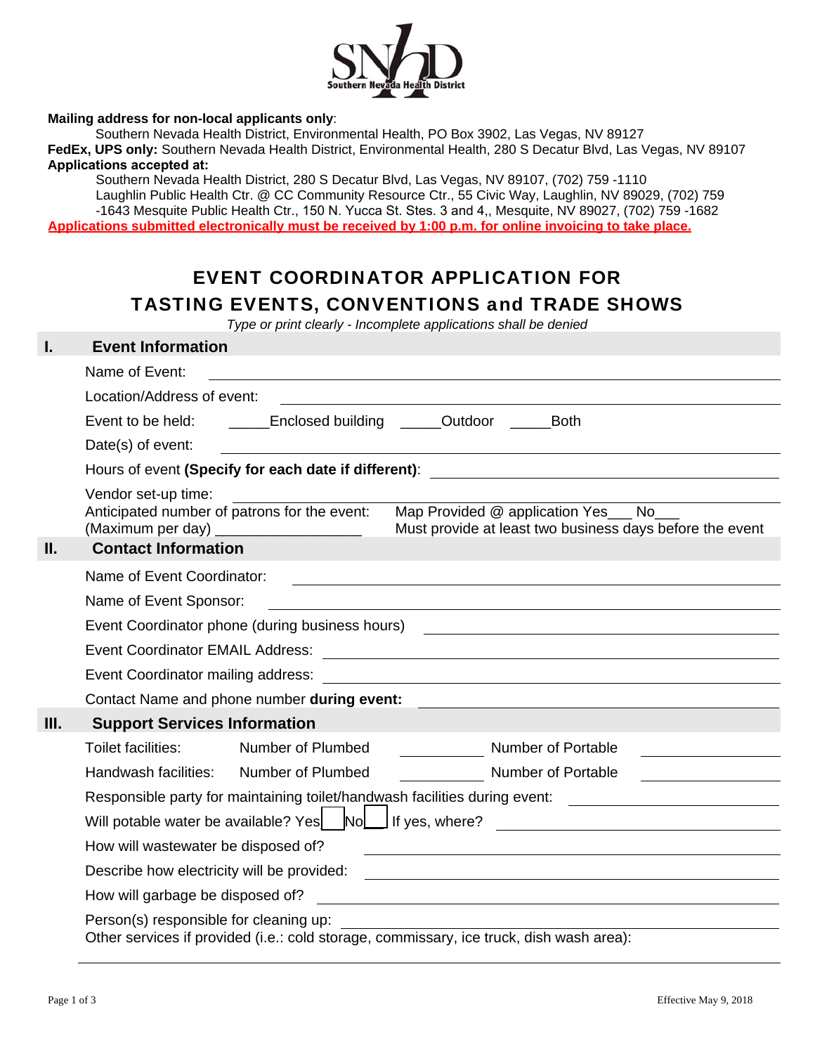SNHD Southern Nevada Health District

**Mailing address for non-local applicants only**:
Southern Nevada Health District, Environmental Health, PO Box 3902, Las Vegas, NV 89127
**FedEx, UPS only:** Southern Nevada Health District, Environmental Health, 280 S Decatur Blvd, Las Vegas, NV 89107
**Applications accepted at:**
Southern Nevada Health District, 280 S Decatur Blvd, Las Vegas, NV 89107, (702) 759 -1110
Laughlin Public Health Ctr. @ CC Community Resource Ctr., 55 Civic Way, Laughlin, NV 89029, (702) 759 -1643 Mesquite Public Health Ctr., 150 N. Yucca St. Stes. 3 and 4,, Mesquite, NV 89027, (702) 759 -1682

**Applications submitted electronically must be received by 1:00 p.m. for online invoicing to take place.**

# EVENT COORDINATOR APPLICATION FOR TASTING EVENTS, CONVENTIONS and TRADE SHOWS

*Type or print clearly - Incomplete applications shall be denied*

## I. Event Information

Name of Event: ______________________________

Location/Address of event: ______________________________

Event to be held: _____Enclosed building _____Outdoor _____Both

Date(s) of event: ______________________________

Hours of event **(Specify for each date if different)**: ______________________________

Vendor set-up time: ______________________________

Anticipated number of patrons for the event: (Maximum per day) __________________

Map Provided @ application Yes___ No___
Must provide at least two business days before the event

## II. Contact Information

Name of Event Coordinator: ______________________________

Name of Event Sponsor: ______________________________

Event Coordinator phone (during business hours) ______________________________

Event Coordinator EMAIL Address: ______________________________

Event Coordinator mailing address: ______________________________

Contact Name and phone number **during event:** ______________________________

## III. Support Services Information

Toilet facilities: Number of Plumbed __________ Number of Portable __________

Handwash facilities: Number of Plumbed __________ Number of Portable __________

Responsible party for maintaining toilet/handwash facilities during event: ______________________________

Will potable water be available? Yes ☐ No ☐ If yes, where? ______________________________

How will wastewater be disposed of? ______________________________

Describe how electricity will be provided: ______________________________

How will garbage be disposed of? ______________________________

Person(s) responsible for cleaning up: ______________________________

Other services if provided (i.e.: cold storage, commissary, ice truck, dish wash area):

______________________________

Effective May 9, 2018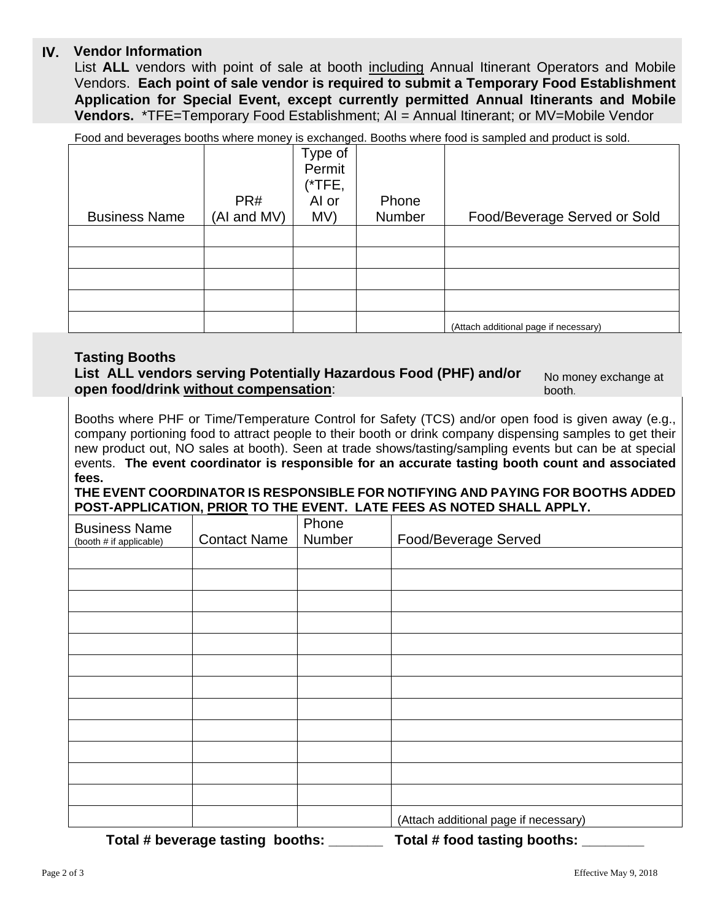## IV. Vendor Information

List **ALL** vendors with point of sale at booth including Annual Itinerant Operators and Mobile Vendors. **Each point of sale vendor is required to submit a Temporary Food Establishment Application for Special Event, except currently permitted Annual Itinerants and Mobile Vendors.** *TFE=Temporary Food Establishment; AI = Annual Itinerant; or MV=Mobile Vendor

Food and beverages booths where money is exchanged. Booths where food is sampled and product is sold.

| Business Name | PR# (AI and MV) | Type of Permit (*TFE, AI or MV) | Phone Number | Food/Beverage Served or Sold |
|---|---|---|---|---|
| | | | | |
| | | | | |
| | | | | |
| | | | | |
| | | | | (Attach additional page if necessary) |

### Tasting Booths

**List ALL vendors serving Potentially Hazardous Food (PHF) and/or open food/drink without compensation**:

No money exchange at booth.

Booths where PHF or Time/Temperature Control for Safety (TCS) and/or open food is given away (e.g., company portioning food to attract people to their booth or drink company dispensing samples to get their new product out, NO sales at booth). Seen at trade shows/tasting/sampling events but can be at special events. **The event coordinator is responsible for an accurate tasting booth count and associated fees.**

**THE EVENT COORDINATOR IS RESPONSIBLE FOR NOTIFYING AND PAYING FOR BOOTHS ADDED POST-APPLICATION, PRIOR TO THE EVENT. LATE FEES AS NOTED SHALL APPLY.**

| Business Name (booth # if applicable) | Contact Name | Phone Number | Food/Beverage Served |
|---|---|---|---|
| | | | |
| | | | |
| | | | |
| | | | |
| | | | |
| | | | |
| | | | |
| | | | |
| | | | |
| | | | |
| | | | |
| | | | |
| | | | (Attach additional page if necessary) |

**Total # beverage tasting booths: _______ Total # food tasting booths: ________**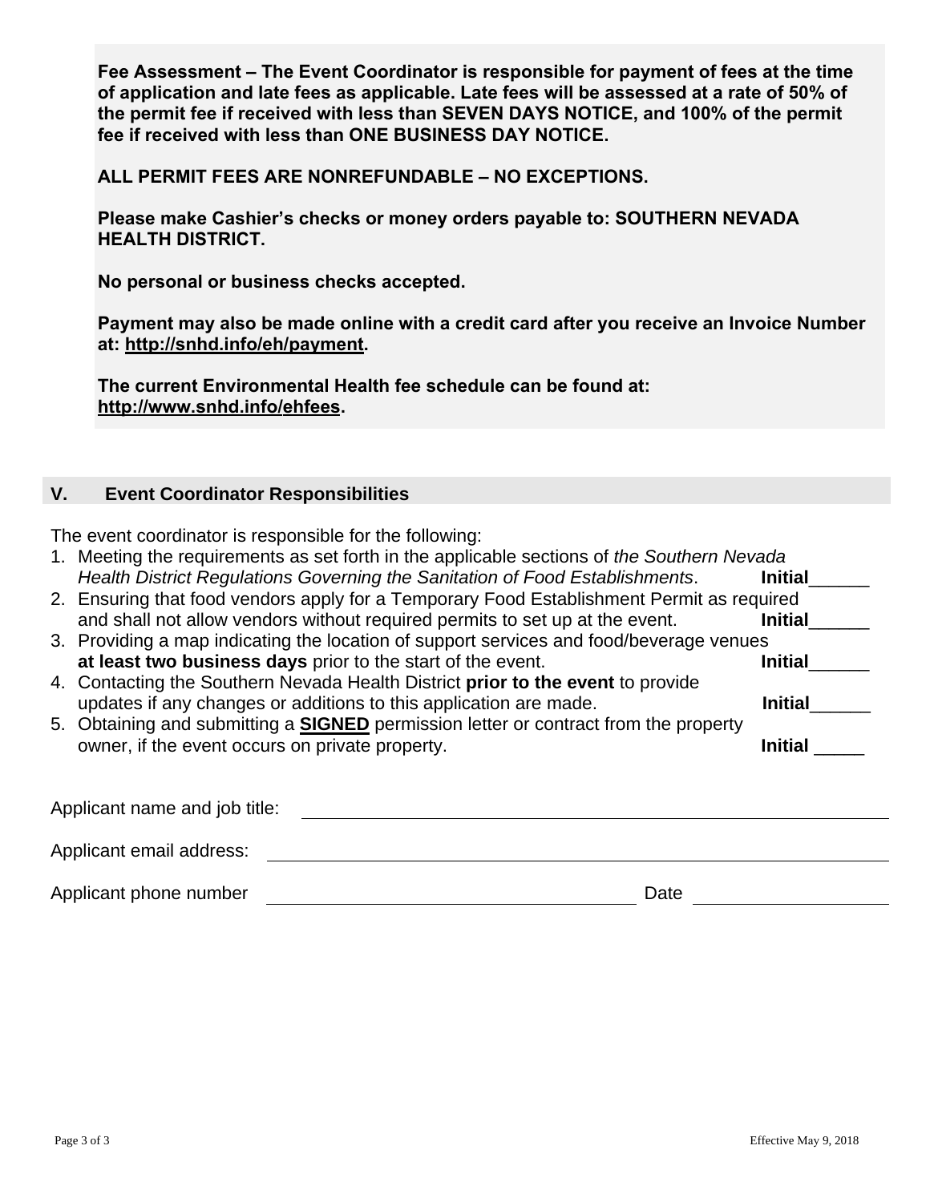**Fee Assessment – The Event Coordinator is responsible for payment of fees at the time of application and late fees as applicable. Late fees will be assessed at a rate of 50% of the permit fee if received with less than SEVEN DAYS NOTICE, and 100% of the permit fee if received with less than ONE BUSINESS DAY NOTICE.**

**ALL PERMIT FEES ARE NONREFUNDABLE – NO EXCEPTIONS.**

**Please make Cashier's checks or money orders payable to: SOUTHERN NEVADA HEALTH DISTRICT.**

**No personal or business checks accepted.**

**Payment may also be made online with a credit card after you receive an Invoice Number at: http://snhd.info/eh/payment.**

**The current Environmental Health fee schedule can be found at: http://www.snhd.info/ehfees.**

## V. Event Coordinator Responsibilities

The event coordinator is responsible for the following:

1. Meeting the requirements as set forth in the applicable sections of *the Southern Nevada Health District Regulations Governing the Sanitation of Food Establishments*. **Initial**______
2. Ensuring that food vendors apply for a Temporary Food Establishment Permit as required and shall not allow vendors without required permits to set up at the event. **Initial**______
3. Providing a map indicating the location of support services and food/beverage venues **at least two business days** prior to the start of the event. **Initial**______
4. Contacting the Southern Nevada Health District **prior to the event** to provide updates if any changes or additions to this application are made. **Initial**______
5. Obtaining and submitting a <u>**SIGNED**</u> permission letter or contract from the property owner, if the event occurs on private property. **Initial** _____

Applicant name and job title: ______________________________

Applicant email address: ______________________________

Applicant phone number ______________________ Date ______________